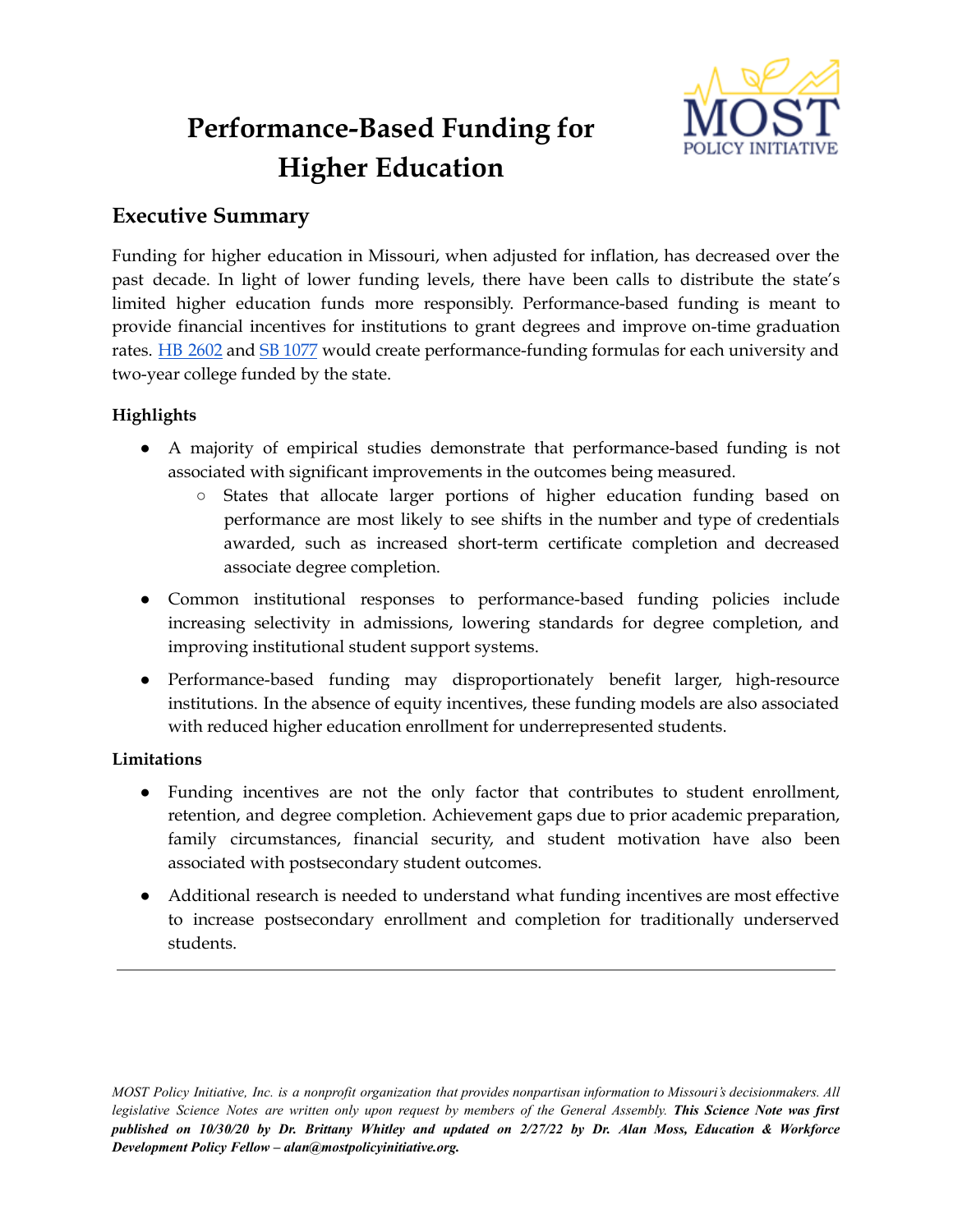# Performance-Based Funding for Higher Education

## Executive Summary

Funding for higher education in Missouri, when adjusted for inflation, has decreased over the past decade. In light of lower funding levels, there have been calls to distribute the state's limited higher education funds more responsibly. Performance-based funding is meant to provide financial incentives for institutions to grant degrees and improve on-time graduation rates. [HB 2602](#) and [SB 1077](#) would create performance-funding formulas for each university and two-year college funded by the state.

### Highlights

- A majority of empirical studies demonstrate that performance-based funding is not associated with significant improvements in the outcomes being measured.
  - States that allocate larger portions of higher education funding based on performance are most likely to see shifts in the number and type of credentials awarded, such as increased short-term certificate completion and decreased associate degree completion.
- Common institutional responses to performance-based funding policies include increasing selectivity in admissions, lowering standards for degree completion, and improving institutional student support systems.
- Performance-based funding may disproportionately benefit larger, high-resource institutions. In the absence of equity incentives, these funding models are also associated with reduced higher education enrollment for underrepresented students.

### Limitations

- Funding incentives are not the only factor that contributes to student enrollment, retention, and degree completion. Achievement gaps due to prior academic preparation, family circumstances, financial security, and student motivation have also been associated with postsecondary student outcomes.
- Additional research is needed to understand what funding incentives are most effective to increase postsecondary enrollment and completion for traditionally underserved students.

---

*MOST Policy Initiative, Inc. is a nonprofit organization that provides nonpartisan information to Missouri's decisionmakers. All legislative Science Notes are written only upon request by members of the General Assembly.* ***This Science Note was first published on 10/30/20 by Dr. Brittany Whitley and updated on 2/27/22 by Dr. Alan Moss, Education & Workforce Development Policy Fellow – alan@mostpolicyinitiative.org.***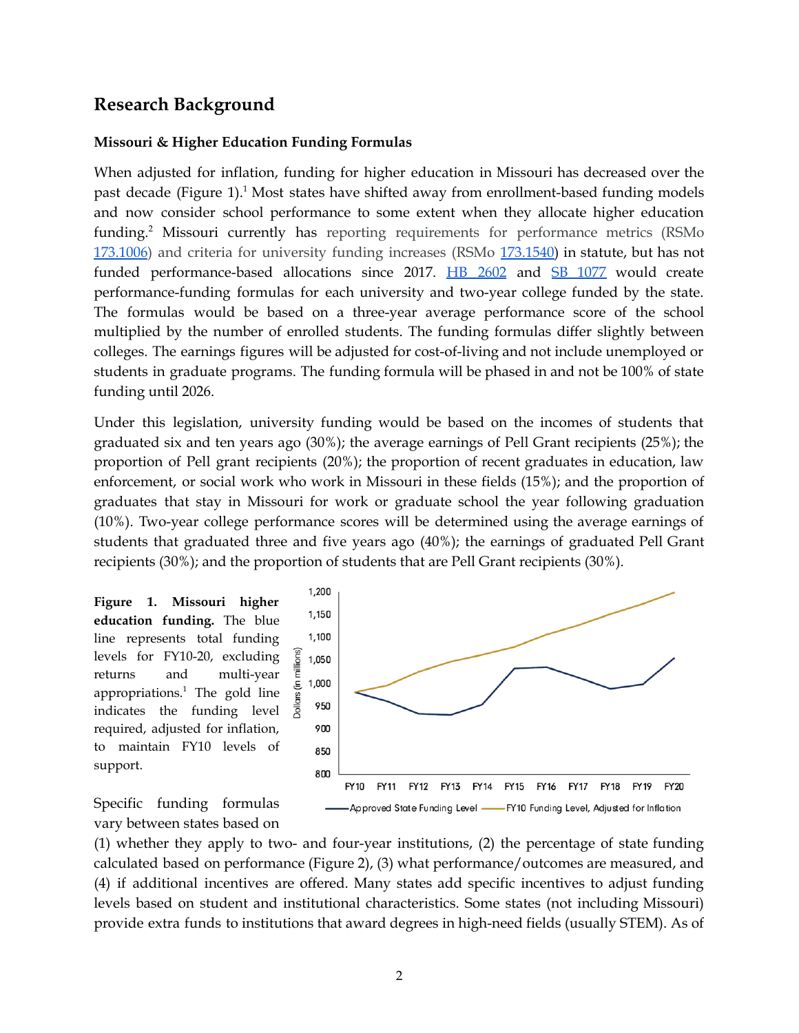## Research Background

### Missouri & Higher Education Funding Formulas

When adjusted for inflation, funding for higher education in Missouri has decreased over the past decade (Figure 1).[1] Most states have shifted away from enrollment-based funding models and now consider school performance to some extent when they allocate higher education funding.[2] Missouri currently has reporting requirements for performance metrics (RSMo 173.1006) and criteria for university funding increases (RSMo 173.1540) in statute, but has not funded performance-based allocations since 2017. HB 2602 and SB 1077 would create performance-funding formulas for each university and two-year college funded by the state. The formulas would be based on a three-year average performance score of the school multiplied by the number of enrolled students. The funding formulas differ slightly between colleges. The earnings figures will be adjusted for cost-of-living and not include unemployed or students in graduate programs. The funding formula will be phased in and not be 100% of state funding until 2026.

Under this legislation, university funding would be based on the incomes of students that graduated six and ten years ago (30%); the average earnings of Pell Grant recipients (25%); the proportion of Pell grant recipients (20%); the proportion of recent graduates in education, law enforcement, or social work who work in Missouri in these fields (15%); and the proportion of graduates that stay in Missouri for work or graduate school the year following graduation (10%). Two-year college performance scores will be determined using the average earnings of students that graduated three and five years ago (40%); the earnings of graduated Pell Grant recipients (30%); and the proportion of students that are Pell Grant recipients (30%).

**Figure 1. Missouri higher education funding.** The blue line represents total funding levels for FY10-20, excluding returns and multi-year appropriations.[1] The gold line indicates the funding level required, adjusted for inflation, to maintain FY10 levels of support.

Specific funding formulas vary between states based on (1) whether they apply to two- and four-year institutions, (2) the percentage of state funding calculated based on performance (Figure 2), (3) what performance/outcomes are measured, and (4) if additional incentives are offered. Many states add specific incentives to adjust funding levels based on student and institutional characteristics. Some states (not including Missouri) provide extra funds to institutions that award degrees in high-need fields (usually STEM). As of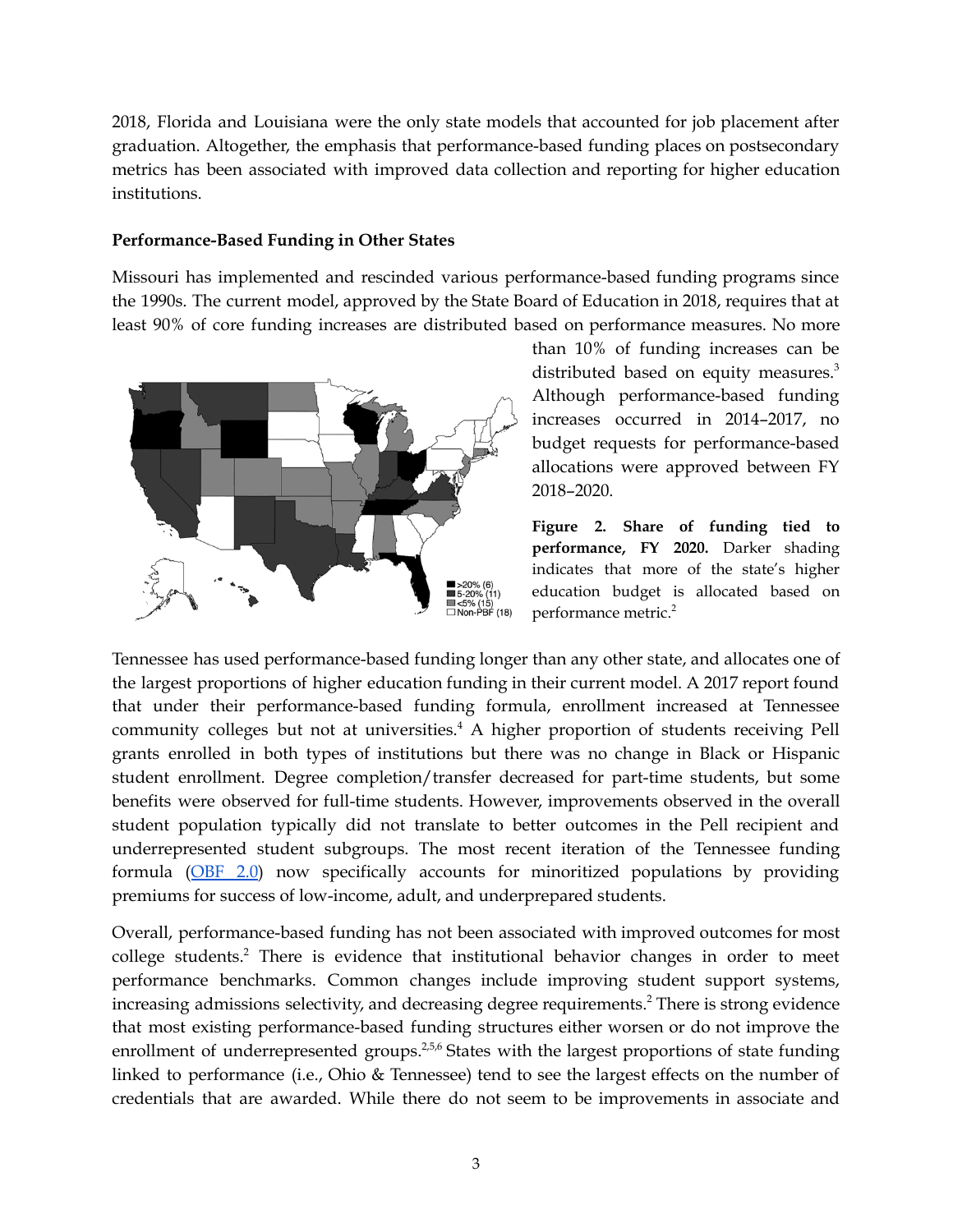2018, Florida and Louisiana were the only state models that accounted for job placement after graduation. Altogether, the emphasis that performance-based funding places on postsecondary metrics has been associated with improved data collection and reporting for higher education institutions.

**Performance-Based Funding in Other States**

Missouri has implemented and rescinded various performance-based funding programs since the 1990s. The current model, approved by the State Board of Education in 2018, requires that at least 90% of core funding increases are distributed based on performance measures. No more than 10% of funding increases can be distributed based on equity measures.[3] Although performance-based funding increases occurred in 2014–2017, no budget requests for performance-based allocations were approved between FY 2018–2020.

**Figure 2. Share of funding tied to performance, FY 2020.** Darker shading indicates that more of the state's higher education budget is allocated based on performance metric.[2]

Tennessee has used performance-based funding longer than any other state, and allocates one of the largest proportions of higher education funding in their current model. A 2017 report found that under their performance-based funding formula, enrollment increased at Tennessee community colleges but not at universities.[4] A higher proportion of students receiving Pell grants enrolled in both types of institutions but there was no change in Black or Hispanic student enrollment. Degree completion/transfer decreased for part-time students, but some benefits were observed for full-time students. However, improvements observed in the overall student population typically did not translate to better outcomes in the Pell recipient and underrepresented student subgroups. The most recent iteration of the Tennessee funding formula (OBF 2.0) now specifically accounts for minoritized populations by providing premiums for success of low-income, adult, and underprepared students.

Overall, performance-based funding has not been associated with improved outcomes for most college students.[2] There is evidence that institutional behavior changes in order to meet performance benchmarks. Common changes include improving student support systems, increasing admissions selectivity, and decreasing degree requirements.[2] There is strong evidence that most existing performance-based funding structures either worsen or do not improve the enrollment of underrepresented groups.[2,5,6] States with the largest proportions of state funding linked to performance (i.e., Ohio & Tennessee) tend to see the largest effects on the number of credentials that are awarded. While there do not seem to be improvements in associate and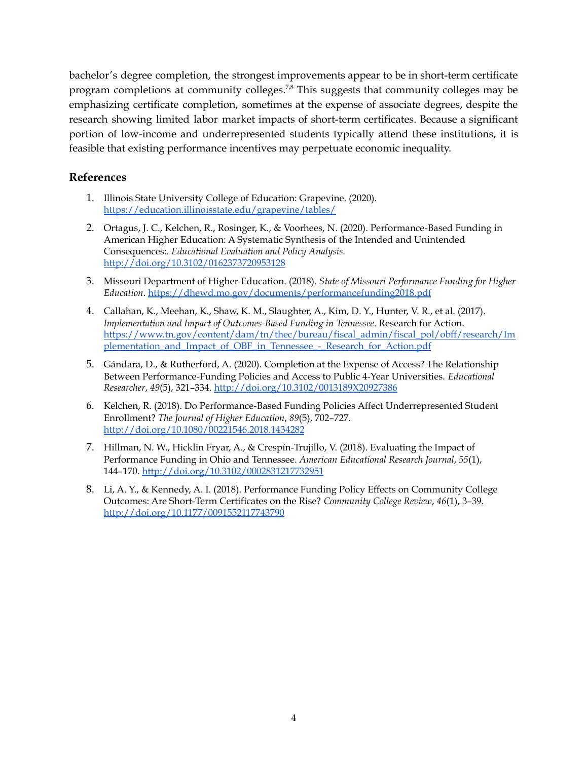bachelor's degree completion, the strongest improvements appear to be in short-term certificate program completions at community colleges.[7,8] This suggests that community colleges may be emphasizing certificate completion, sometimes at the expense of associate degrees, despite the research showing limited labor market impacts of short-term certificates. Because a significant portion of low-income and underrepresented students typically attend these institutions, it is feasible that existing performance incentives may perpetuate economic inequality.

## References

1. Illinois State University College of Education: Grapevine. (2020). https://education.illinoisstate.edu/grapevine/tables/
2. Ortagus, J. C., Kelchen, R., Rosinger, K., & Voorhees, N. (2020). Performance-Based Funding in American Higher Education: A Systematic Synthesis of the Intended and Unintended Consequences:. *Educational Evaluation and Policy Analysis*. http://doi.org/10.3102/0162373720953128
3. Missouri Department of Higher Education. (2018). *State of Missouri Performance Funding for Higher Education*. https://dhewd.mo.gov/documents/performancefunding2018.pdf
4. Callahan, K., Meehan, K., Shaw, K. M., Slaughter, A., Kim, D. Y., Hunter, V. R., et al. (2017). *Implementation and Impact of Outcomes-Based Funding in Tennessee*. Research for Action. https://www.tn.gov/content/dam/tn/thec/bureau/fiscal_admin/fiscal_pol/obff/research/Implementation_and_Impact_of_OBF_in_Tennessee_-_Research_for_Action.pdf
5. Gándara, D., & Rutherford, A. (2020). Completion at the Expense of Access? The Relationship Between Performance-Funding Policies and Access to Public 4-Year Universities. *Educational Researcher*, *49*(5), 321–334. http://doi.org/10.3102/0013189X20927386
6. Kelchen, R. (2018). Do Performance-Based Funding Policies Affect Underrepresented Student Enrollment? *The Journal of Higher Education*, *89*(5), 702–727. http://doi.org/10.1080/00221546.2018.1434282
7. Hillman, N. W., Hicklin Fryar, A., & Crespín-Trujillo, V. (2018). Evaluating the Impact of Performance Funding in Ohio and Tennessee. *American Educational Research Journal*, *55*(1), 144–170. http://doi.org/10.3102/0002831217732951
8. Li, A. Y., & Kennedy, A. I. (2018). Performance Funding Policy Effects on Community College Outcomes: Are Short-Term Certificates on the Rise? *Community College Review*, *46*(1), 3–39. http://doi.org/10.1177/0091552117743790